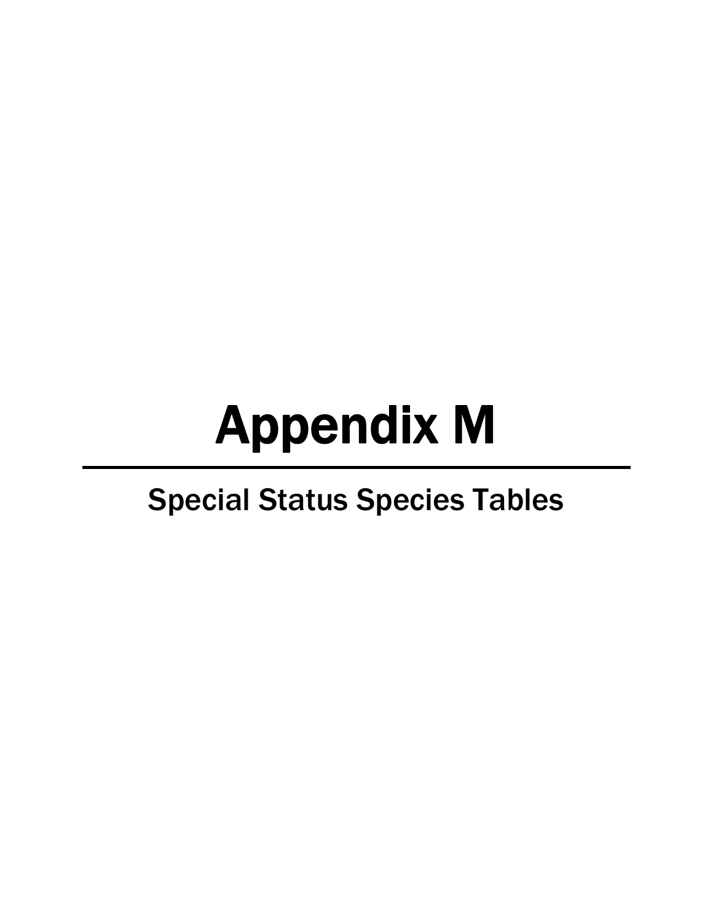# Appendix M

---

## Special Status Species Tables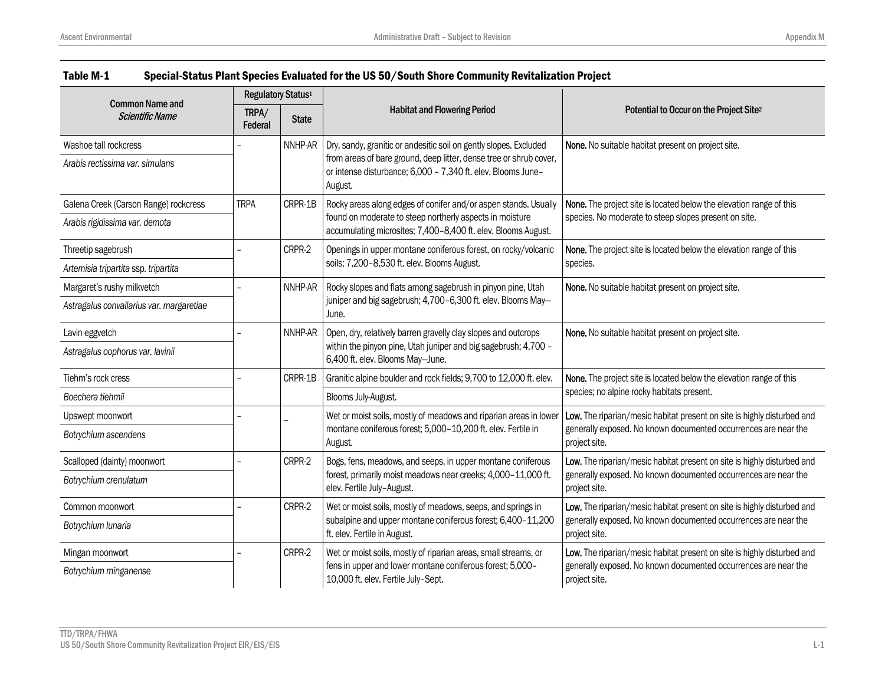**Table M-1 Special-Status Plant Species Evaluated for the US 50/South Shore Community Revitalization Project**

| Common Name and *Scientific Name* | Regulatory Status[1] | | Habitat and Flowering Period | Potential to Occur on the Project Site[2] |
|---|---|---|---|---|
| | TRPA/ Federal | State | | |
| Washoe tall rockcress *Arabis rectissima var. simulans* | – | NNHP-AR | Dry, sandy, granitic or andesitic soil on gently slopes. Excluded from areas of bare ground, deep litter, dense tree or shrub cover, or intense disturbance; 6,000 – 7,340 ft. elev. Blooms June–August. | **None.** No suitable habitat present on project site. |
| Galena Creek (Carson Range) rockcress *Arabis rigidissima var. demota* | TRPA | CRPR-1B | Rocky areas along edges of conifer and/or aspen stands. Usually found on moderate to steep northerly aspects in moisture accumulating microsites; 7,400–8,400 ft. elev. Blooms August. | **None.** The project site is located below the elevation range of this species. No moderate to steep slopes present on site. |
| Threetip sagebrush *Artemisia tripartita* ssp. *tripartita* | – | CRPR-2 | Openings in upper montane coniferous forest, on rocky/volcanic soils; 7,200–8,530 ft. elev. Blooms August. | **None.** The project site is located below the elevation range of this species. |
| Margaret's rushy milkvetch *Astragalus convallarius var. margaretiae* | – | NNHP-AR | Rocky slopes and flats among sagebrush in pinyon pine, Utah juniper and big sagebrush; 4,700–6,300 ft. elev. Blooms May–June. | **None.** No suitable habitat present on project site. |
| Lavin eggvetch *Astragalus oophorus var. lavinii* | – | NNHP-AR | Open, dry, relatively barren gravelly clay slopes and outcrops within the pinyon pine, Utah juniper and big sagebrush; 4,700 – 6,400 ft. elev. Blooms May–June. | **None.** No suitable habitat present on project site. |
| Tiehm's rock cress *Boechera tiehmii* | – | CRPR-1B | Granitic alpine boulder and rock fields; 9,700 to 12,000 ft. elev. Blooms July-August. | **None.** The project site is located below the elevation range of this species; no alpine rocky habitats present. |
| Upswept moonwort *Botrychium ascendens* | – | – | Wet or moist soils, mostly of meadows and riparian areas in lower montane coniferous forest; 5,000–10,200 ft. elev. Fertile in August. | **Low.** The riparian/mesic habitat present on site is highly disturbed and generally exposed. No known documented occurrences are near the project site. |
| Scalloped (dainty) moonwort *Botrychium crenulatum* | – | CRPR-2 | Bogs, fens, meadows, and seeps, in upper montane coniferous forest, primarily moist meadows near creeks; 4,000–11,000 ft. elev. Fertile July–August. | **Low.** The riparian/mesic habitat present on site is highly disturbed and generally exposed. No known documented occurrences are near the project site. |
| Common moonwort *Botrychium lunaria* | – | CRPR-2 | Wet or moist soils, mostly of meadows, seeps, and springs in subalpine and upper montane coniferous forest; 6,400–11,200 ft. elev. Fertile in August. | **Low.** The riparian/mesic habitat present on site is highly disturbed and generally exposed. No known documented occurrences are near the project site. |
| Mingan moonwort *Botrychium minganense* | – | CRPR-2 | Wet or moist soils, mostly of riparian areas, small streams, or fens in upper and lower montane coniferous forest; 5,000–10,000 ft. elev. Fertile July–Sept. | **Low.** The riparian/mesic habitat present on site is highly disturbed and generally exposed. No known documented occurrences are near the project site. |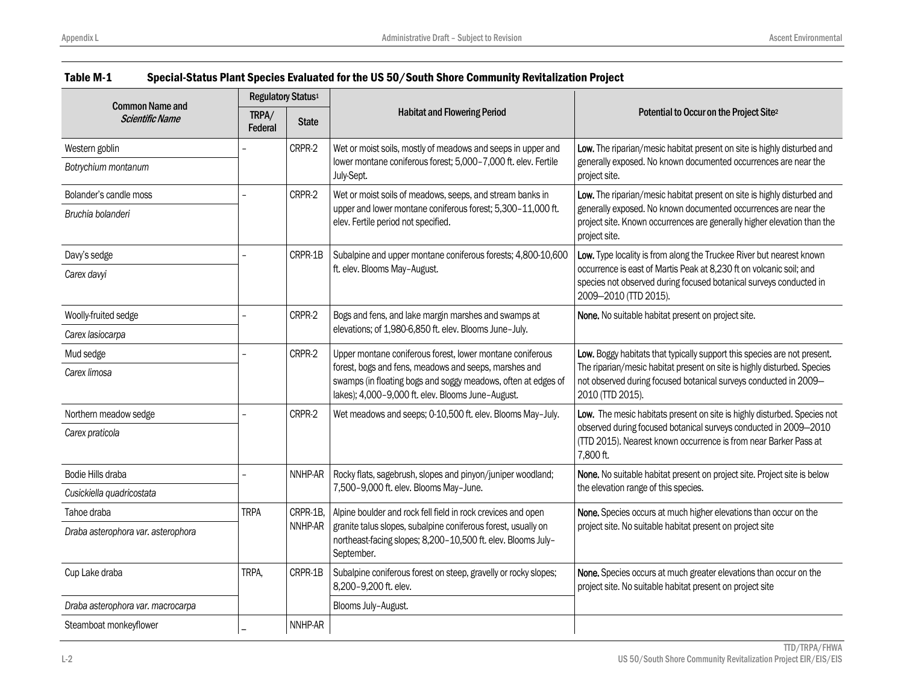## Table M-1 Special-Status Plant Species Evaluated for the US 50/South Shore Community Revitalization Project

| Common Name and *Scientific Name* | Regulatory Status[1] | | Habitat and Flowering Period | Potential to Occur on the Project Site[2] |
|---|---|---|---|---|
| | TRPA/ Federal | State | | |
| Western goblin *Botrychium montanum* | – | CRPR-2 | Wet or moist soils, mostly of meadows and seeps in upper and lower montane coniferous forest; 5,000–7,000 ft. elev. Fertile July-Sept. | **Low.** The riparian/mesic habitat present on site is highly disturbed and generally exposed. No known documented occurrences are near the project site. |
| Bolander's candle moss *Bruchia bolanderi* | – | CRPR-2 | Wet or moist soils of meadows, seeps, and stream banks in upper and lower montane coniferous forest; 5,300–11,000 ft. elev. Fertile period not specified. | **Low.** The riparian/mesic habitat present on site is highly disturbed and generally exposed. No known documented occurrences are near the project site. Known occurrences are generally higher elevation than the project site. |
| Davy's sedge *Carex davyi* | – | CRPR-1B | Subalpine and upper montane coniferous forests; 4,800-10,600 ft. elev. Blooms May–August. | **Low.** Type locality is from along the Truckee River but nearest known occurrence is east of Martis Peak at 8,230 ft on volcanic soil; and species not observed during focused botanical surveys conducted in 2009—2010 (TTD 2015). |
| Woolly-fruited sedge *Carex lasiocarpa* | – | CRPR-2 | Bogs and fens, and lake margin marshes and swamps at elevations; of 1,980-6,850 ft. elev. Blooms June–July. | **None.** No suitable habitat present on project site. |
| Mud sedge *Carex limosa* | – | CRPR-2 | Upper montane coniferous forest, lower montane coniferous forest, bogs and fens, meadows and seeps, marshes and swamps (in floating bogs and soggy meadows, often at edges of lakes); 4,000–9,000 ft. elev. Blooms June–August. | **Low.** Boggy habitats that typically support this species are not present. The riparian/mesic habitat present on site is highly disturbed. Species not observed during focused botanical surveys conducted in 2009—2010 (TTD 2015). |
| Northern meadow sedge *Carex praticola* | – | CRPR-2 | Wet meadows and seeps; 0-10,500 ft. elev. Blooms May–July. | **Low.** The mesic habitats present on site is highly disturbed. Species not observed during focused botanical surveys conducted in 2009—2010 (TTD 2015). Nearest known occurrence is from near Barker Pass at 7,800 ft. |
| Bodie Hills draba *Cusickiella quadricostata* | – | NNHP-AR | Rocky flats, sagebrush, slopes and pinyon/juniper woodland; 7,500–9,000 ft. elev. Blooms May–June. | **None.** No suitable habitat present on project site. Project site is below the elevation range of this species. |
| Tahoe draba *Draba asterophora var. asterophora* | TRPA | CRPR-1B, NNHP-AR | Alpine boulder and rock fell field in rock crevices and open granite talus slopes, subalpine coniferous forest, usually on northeast-facing slopes; 8,200–10,500 ft. elev. Blooms July–September. | **None.** Species occurs at much higher elevations than occur on the project site. No suitable habitat present on project site |
| Cup Lake draba *Draba asterophora var. macrocarpa* | TRPA, | CRPR-1B | Subalpine coniferous forest on steep, gravelly or rocky slopes; 8,200–9,200 ft. elev. Blooms July–August. | **None.** Species occurs at much greater elevations than occur on the project site. No suitable habitat present on project site |
| Steamboat monkeyflower | – | NNHP-AR | | |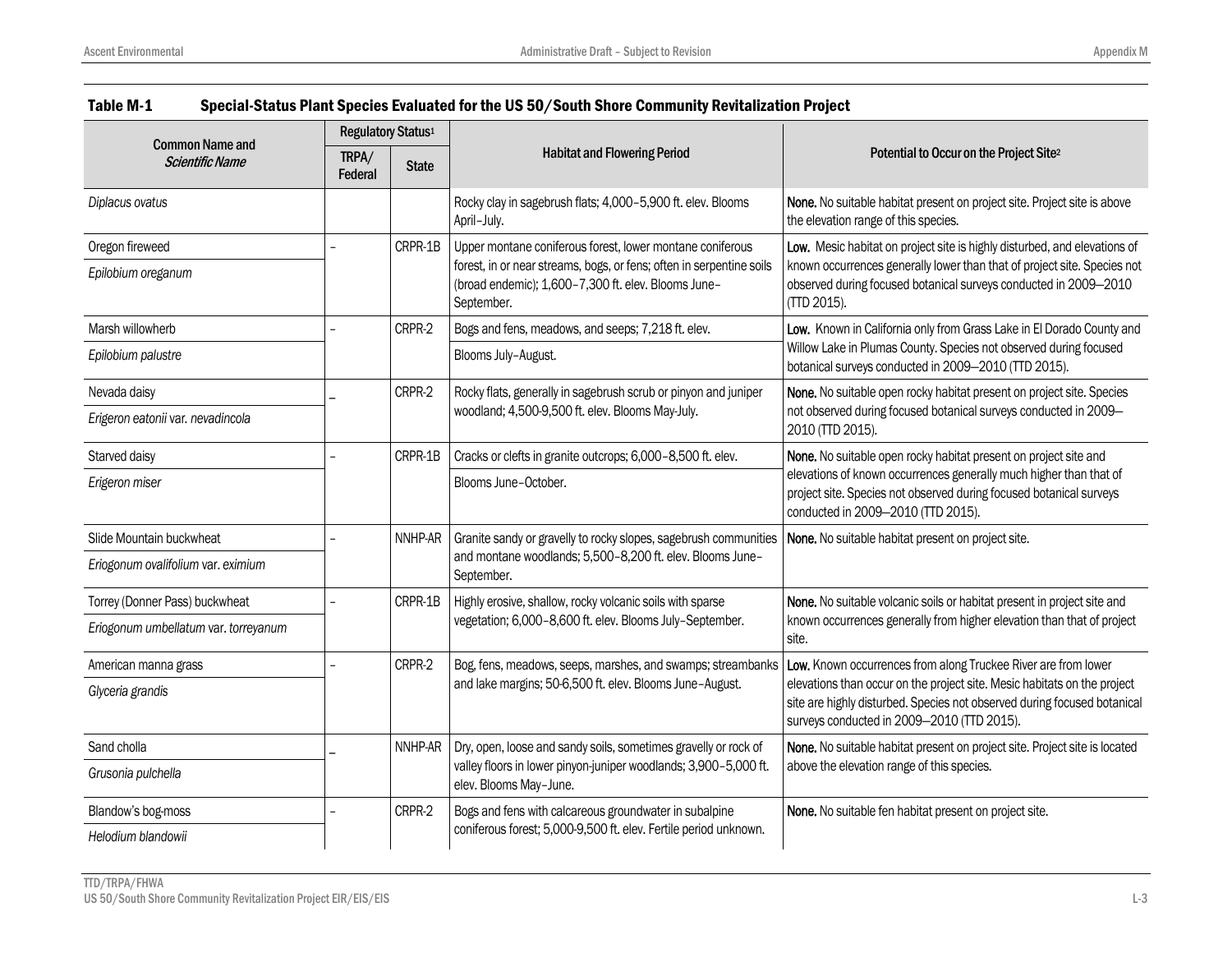## Table M-1 Special-Status Plant Species Evaluated for the US 50/South Shore Community Revitalization Project

| Common Name and *Scientific Name* | Regulatory Status[1] | | Habitat and Flowering Period | Potential to Occur on the Project Site[2] |
|---|---|---|---|---|
| | TRPA/ Federal | State | | |
| *Diplacus ovatus* | | | Rocky clay in sagebrush flats; 4,000–5,900 ft. elev. Blooms April–July. | **None.** No suitable habitat present on project site. Project site is above the elevation range of this species. |
| Oregon fireweed *Epilobium oreganum* | – | CRPR-1B | Upper montane coniferous forest, lower montane coniferous forest, in or near streams, bogs, or fens; often in serpentine soils (broad endemic); 1,600–7,300 ft. elev. Blooms June–September. | **Low.** Mesic habitat on project site is highly disturbed, and elevations of known occurrences generally lower than that of project site. Species not observed during focused botanical surveys conducted in 2009–2010 (TTD 2015). |
| Marsh willowherb *Epilobium palustre* | – | CRPR-2 | Bogs and fens, meadows, and seeps; 7,218 ft. elev. Blooms July–August. | **Low.** Known in California only from Grass Lake in El Dorado County and Willow Lake in Plumas County. Species not observed during focused botanical surveys conducted in 2009–2010 (TTD 2015). |
| Nevada daisy *Erigeron eatonii* var. *nevadincola* | – | CRPR-2 | Rocky flats, generally in sagebrush scrub or pinyon and juniper woodland; 4,500-9,500 ft. elev. Blooms May-July. | **None.** No suitable open rocky habitat present on project site. Species not observed during focused botanical surveys conducted in 2009–2010 (TTD 2015). |
| Starved daisy *Erigeron miser* | – | CRPR-1B | Cracks or clefts in granite outcrops; 6,000–8,500 ft. elev. Blooms June–October. | **None.** No suitable open rocky habitat present on project site and elevations of known occurrences generally much higher than that of project site. Species not observed during focused botanical surveys conducted in 2009–2010 (TTD 2015). |
| Slide Mountain buckwheat *Eriogonum ovalifolium* var. *eximium* | – | NNHP-AR | Granite sandy or gravelly to rocky slopes, sagebrush communities and montane woodlands; 5,500–8,200 ft. elev. Blooms June–September. | **None.** No suitable habitat present on project site. |
| Torrey (Donner Pass) buckwheat *Eriogonum umbellatum* var. *torreyanum* | – | CRPR-1B | Highly erosive, shallow, rocky volcanic soils with sparse vegetation; 6,000–8,600 ft. elev. Blooms July–September. | **None.** No suitable volcanic soils or habitat present in project site and known occurrences generally from higher elevation than that of project site. |
| American manna grass *Glyceria grandis* | – | CRPR-2 | Bog, fens, meadows, seeps, marshes, and swamps; streambanks and lake margins; 50-6,500 ft. elev. Blooms June–August. | **Low.** Known occurrences from along Truckee River are from lower elevations than occur on the project site. Mesic habitats on the project site are highly disturbed. Species not observed during focused botanical surveys conducted in 2009–2010 (TTD 2015). |
| Sand cholla *Grusonia pulchella* | – | NNHP-AR | Dry, open, loose and sandy soils, sometimes gravelly or rock of valley floors in lower pinyon-juniper woodlands; 3,900–5,000 ft. elev. Blooms May–June. | **None.** No suitable habitat present on project site. Project site is located above the elevation range of this species. |
| Blandow's bog-moss *Helodium blandowii* | – | CRPR-2 | Bogs and fens with calcareous groundwater in subalpine coniferous forest; 5,000-9,500 ft. elev. Fertile period unknown. | **None.** No suitable fen habitat present on project site. |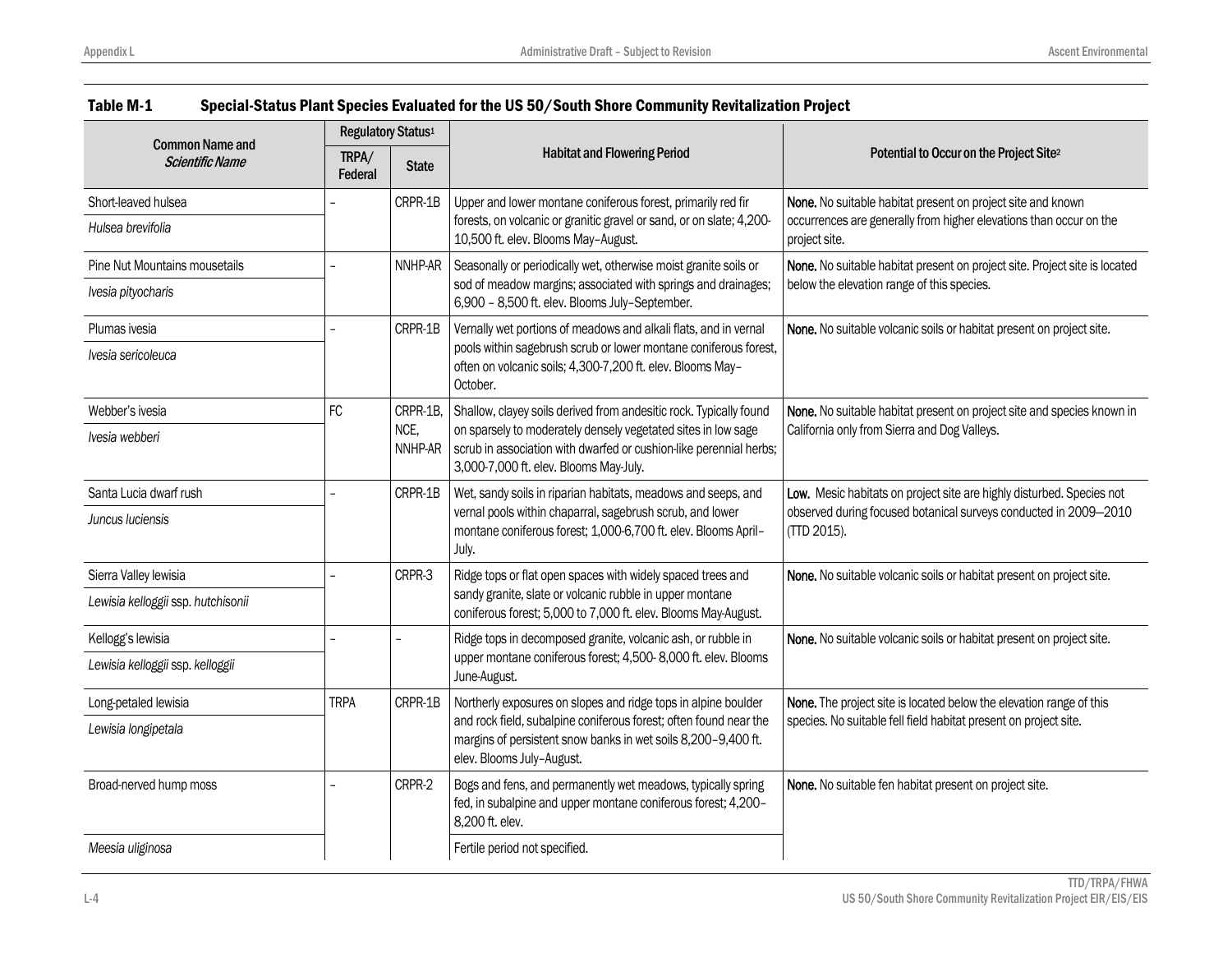**Table M-1 Special-Status Plant Species Evaluated for the US 50/South Shore Community Revitalization Project**

| Common Name and *Scientific Name* | Regulatory Status[1] | | Habitat and Flowering Period | Potential to Occur on the Project Site[2] |
|---|---|---|---|---|
| | TRPA/ Federal | State | | |
| Short-leaved hulsea *Hulsea brevifolia* | – | CRPR-1B | Upper and lower montane coniferous forest, primarily red fir forests, on volcanic or granitic gravel or sand, or on slate; 4,200-10,500 ft. elev. Blooms May–August. | **None.** No suitable habitat present on project site and known occurrences are generally from higher elevations than occur on the project site. |
| Pine Nut Mountains mousetails *Ivesia pityocharis* | – | NNHP-AR | Seasonally or periodically wet, otherwise moist granite soils or sod of meadow margins; associated with springs and drainages; 6,900 – 8,500 ft. elev. Blooms July–September. | **None.** No suitable habitat present on project site. Project site is located below the elevation range of this species. |
| Plumas ivesia *Ivesia sericoleuca* | – | CRPR-1B | Vernally wet portions of meadows and alkali flats, and in vernal pools within sagebrush scrub or lower montane coniferous forest, often on volcanic soils; 4,300-7,200 ft. elev. Blooms May–October. | **None.** No suitable volcanic soils or habitat present on project site. |
| Webber's ivesia *Ivesia webberi* | FC | CRPR-1B, NCE, NNHP-AR | Shallow, clayey soils derived from andesitic rock. Typically found on sparsely to moderately densely vegetated sites in low sage scrub in association with dwarfed or cushion-like perennial herbs; 3,000-7,000 ft. elev. Blooms May-July. | **None.** No suitable habitat present on project site and species known in California only from Sierra and Dog Valleys. |
| Santa Lucia dwarf rush *Juncus luciensis* | – | CRPR-1B | Wet, sandy soils in riparian habitats, meadows and seeps, and vernal pools within chaparral, sagebrush scrub, and lower montane coniferous forest; 1,000-6,700 ft. elev. Blooms April–July. | **Low.** Mesic habitats on project site are highly disturbed. Species not observed during focused botanical surveys conducted in 2009–2010 (TTD 2015). |
| Sierra Valley lewisia *Lewisia kelloggii* ssp. *hutchisonii* | – | CRPR-3 | Ridge tops or flat open spaces with widely spaced trees and sandy granite, slate or volcanic rubble in upper montane coniferous forest; 5,000 to 7,000 ft. elev. Blooms May-August. | **None.** No suitable volcanic soils or habitat present on project site. |
| Kellogg's lewisia *Lewisia kelloggii* ssp. *kelloggii* | – | – | Ridge tops in decomposed granite, volcanic ash, or rubble in upper montane coniferous forest; 4,500- 8,000 ft. elev. Blooms June-August. | **None.** No suitable volcanic soils or habitat present on project site. |
| Long-petaled lewisia *Lewisia longipetala* | TRPA | CRPR-1B | Northerly exposures on slopes and ridge tops in alpine boulder and rock field, subalpine coniferous forest; often found near the margins of persistent snow banks in wet soils 8,200–9,400 ft. elev. Blooms July–August. | **None.** The project site is located below the elevation range of this species. No suitable fell field habitat present on project site. |
| Broad-nerved hump moss *Meesia uliginosa* | – | CRPR-2 | Bogs and fens, and permanently wet meadows, typically spring fed, in subalpine and upper montane coniferous forest; 4,200–8,200 ft. elev. Fertile period not specified. | **None.** No suitable fen habitat present on project site. |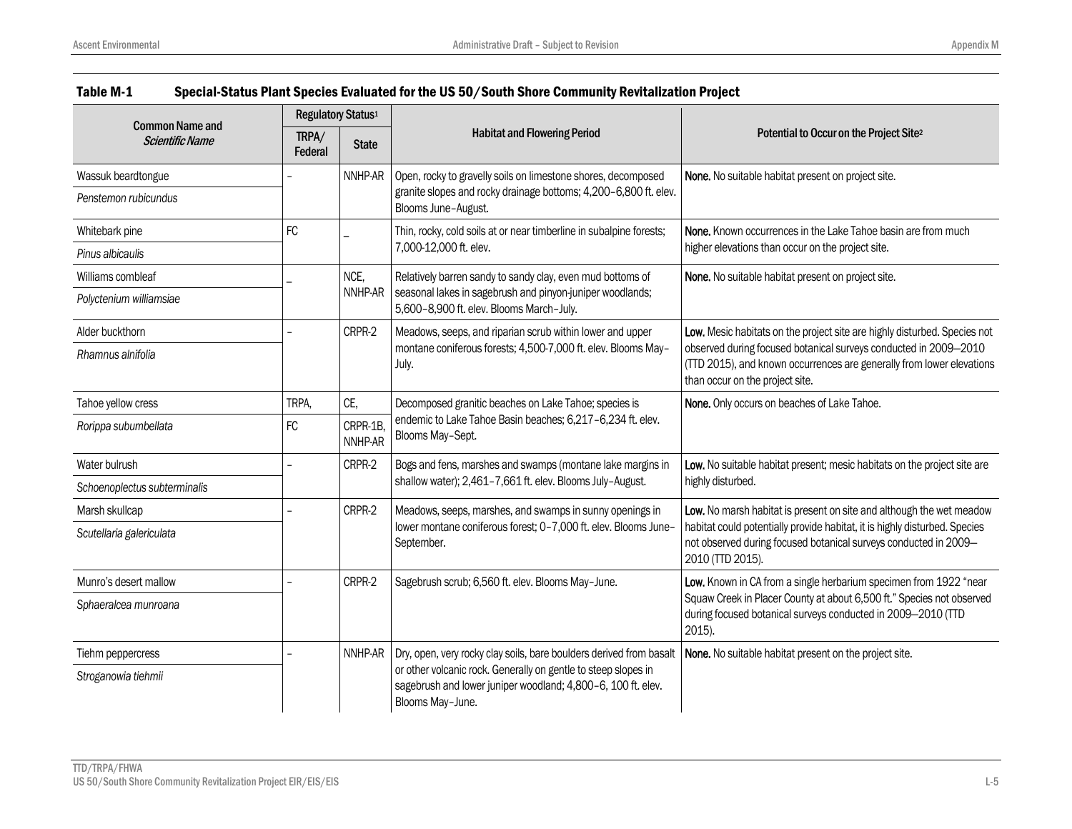**Table M-1 Special-Status Plant Species Evaluated for the US 50/South Shore Community Revitalization Project**

| Common Name and *Scientific Name* | Regulatory Status[1] | | Habitat and Flowering Period | Potential to Occur on the Project Site[2] |
|---|---|---|---|---|
| | TRPA/ Federal | State | | |
| Wassuk beardtongue *Penstemon rubicundus* | – | NNHP-AR | Open, rocky to gravelly soils on limestone shores, decomposed granite slopes and rocky drainage bottoms; 4,200–6,800 ft. elev. Blooms June–August. | **None.** No suitable habitat present on project site. |
| Whitebark pine *Pinus albicaulis* | FC | – | Thin, rocky, cold soils at or near timberline in subalpine forests; 7,000-12,000 ft. elev. | **None.** Known occurrences in the Lake Tahoe basin are from much higher elevations than occur on the project site. |
| Williams combleaf *Polyctenium williamsiae* | – | NCE, NNHP-AR | Relatively barren sandy to sandy clay, even mud bottoms of seasonal lakes in sagebrush and pinyon-juniper woodlands; 5,600–8,900 ft. elev. Blooms March–July. | **None.** No suitable habitat present on project site. |
| Alder buckthorn *Rhamnus alnifolia* | – | CRPR-2 | Meadows, seeps, and riparian scrub within lower and upper montane coniferous forests; 4,500-7,000 ft. elev. Blooms May–July. | **Low.** Mesic habitats on the project site are highly disturbed. Species not observed during focused botanical surveys conducted in 2009–2010 (TTD 2015), and known occurrences are generally from lower elevations than occur on the project site. |
| Tahoe yellow cress *Rorippa subumbellata* | TRPA, FC | CE, CRPR-1B, NNHP-AR | Decomposed granitic beaches on Lake Tahoe; species is endemic to Lake Tahoe Basin beaches; 6,217–6,234 ft. elev. Blooms May–Sept. | **None.** Only occurs on beaches of Lake Tahoe. |
| Water bulrush *Schoenoplectus subterminalis* | – | CRPR-2 | Bogs and fens, marshes and swamps (montane lake margins in shallow water); 2,461–7,661 ft. elev. Blooms July–August. | **Low.** No suitable habitat present; mesic habitats on the project site are highly disturbed. |
| Marsh skullcap *Scutellaria galericulata* | – | CRPR-2 | Meadows, seeps, marshes, and swamps in sunny openings in lower montane coniferous forest; 0–7,000 ft. elev. Blooms June–September. | **Low.** No marsh habitat is present on site and although the wet meadow habitat could potentially provide habitat, it is highly disturbed. Species not observed during focused botanical surveys conducted in 2009–2010 (TTD 2015). |
| Munro's desert mallow *Sphaeralcea munroana* | – | CRPR-2 | Sagebrush scrub; 6,560 ft. elev. Blooms May–June. | **Low.** Known in CA from a single herbarium specimen from 1922 "near Squaw Creek in Placer County at about 6,500 ft." Species not observed during focused botanical surveys conducted in 2009–2010 (TTD 2015). |
| Tiehm peppercress *Stroganowia tiehmii* | – | NNHP-AR | Dry, open, very rocky clay soils, bare boulders derived from basalt or other volcanic rock. Generally on gentle to steep slopes in sagebrush and lower juniper woodland; 4,800–6, 100 ft. elev. Blooms May–June. | **None.** No suitable habitat present on the project site. |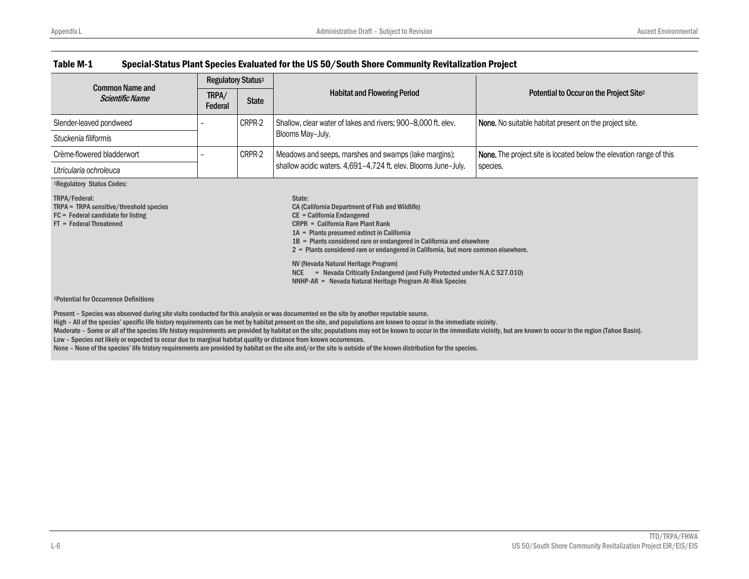## Table M-1 Special-Status Plant Species Evaluated for the US 50/South Shore Community Revitalization Project

| Common Name and *Scientific Name* | Regulatory Status[1] | | Habitat and Flowering Period | Potential to Occur on the Project Site[2] |
|---|---|---|---|---|
| | TRPA/ Federal | State | | |
| Slender-leaved pondweed *Stuckenia filiformis* | – | CRPR-2 | Shallow, clear water of lakes and rivers; 900–8,000 ft. elev. Blooms May–July. | **None.** No suitable habitat present on the project site. |
| Crème-flowered bladderwort *Utricularia ochroleuca* | – | CRPR-2 | Meadows and seeps, marshes and swamps (lake margins); shallow acidic waters. 4,691–4,724 ft. elev. Blooms June–July. | **None.** The project site is located below the elevation range of this species. |

[1]Regulatory Status Codes:

TRPA/Federal:
TRPA = TRPA sensitive/threshold species
FC = Federal candidate for listing
FT = Federal Threatened

State:
CA (California Department of Fish and Wildlife)
CE = California Endangered
CRPR = California Rare Plant Rank
1A = Plants presumed extinct in California
1B = Plants considered rare or endangered in California and elsewhere
2 = Plants considered rare or endangered in California, but more common elsewhere.

NV (Nevada Natural Heritage Program)
NCE = Nevada Critically Endangered (and Fully Protected under N.A.C 527.010)
NNHP-AR = Nevada Natural Heritage Program At-Risk Species

[2]Potential for Occurrence Definitions

Present – Species was observed during site visits conducted for this analysis or was documented on the site by another reputable source.
High – All of the species' specific life history requirements can be met by habitat present on the site, and populations are known to occur in the immediate vicinity.
Moderate – Some or all of the species life history requirements are provided by habitat on the site; populations may not be known to occur in the immediate vicinity, but are known to occur in the region (Tahoe Basin).
Low – Species not likely or expected to occur due to marginal habitat quality or distance from known occurrences.
None – None of the species' life history requirements are provided by habitat on the site and/or the site is outside of the known distribution for the species.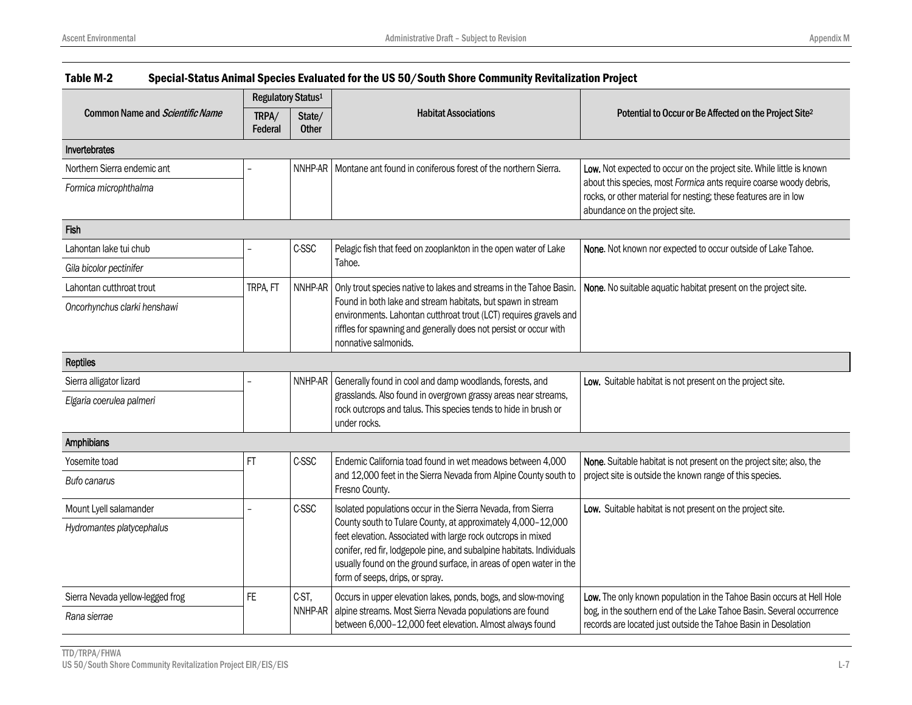**Table M-2 Special-Status Animal Species Evaluated for the US 50/South Shore Community Revitalization Project**

| Common Name and *Scientific Name* | Regulatory Status[1] | | Habitat Associations | Potential to Occur or Be Affected on the Project Site[2] |
|---|---|---|---|---|
| | TRPA/ Federal | State/ Other | | |
| **Invertebrates** | | | | |
| Northern Sierra endemic ant *Formica microphthalma* | – | NNHP-AR | Montane ant found in coniferous forest of the northern Sierra. | **Low.** Not expected to occur on the project site. While little is known about this species, most *Formica* ants require coarse woody debris, rocks, or other material for nesting; these features are in low abundance on the project site. |
| **Fish** | | | | |
| Lahontan lake tui chub *Gila bicolor pectinifer* | – | C-SSC | Pelagic fish that feed on zooplankton in the open water of Lake Tahoe. | **None.** Not known nor expected to occur outside of Lake Tahoe. |
| Lahontan cutthroat trout *Oncorhynchus clarki henshawi* | TRPA, FT | NNHP-AR | Only trout species native to lakes and streams in the Tahoe Basin. Found in both lake and stream habitats, but spawn in stream environments. Lahontan cutthroat trout (LCT) requires gravels and riffles for spawning and generally does not persist or occur with nonnative salmonids. | **None.** No suitable aquatic habitat present on the project site. |
| **Reptiles** | | | | |
| Sierra alligator lizard *Elgaria coerulea palmeri* | – | NNHP-AR | Generally found in cool and damp woodlands, forests, and grasslands. Also found in overgrown grassy areas near streams, rock outcrops and talus. This species tends to hide in brush or under rocks. | **Low.** Suitable habitat is not present on the project site. |
| **Amphibians** | | | | |
| Yosemite toad *Bufo canarus* | FT | C-SSC | Endemic California toad found in wet meadows between 4,000 and 12,000 feet in the Sierra Nevada from Alpine County south to Fresno County. | **None.** Suitable habitat is not present on the project site; also, the project site is outside the known range of this species. |
| Mount Lyell salamander *Hydromantes platycephalus* | – | C-SSC | Isolated populations occur in the Sierra Nevada, from Sierra County south to Tulare County, at approximately 4,000–12,000 feet elevation. Associated with large rock outcrops in mixed conifer, red fir, lodgepole pine, and subalpine habitats. Individuals usually found on the ground surface, in areas of open water in the form of seeps, drips, or spray. | **Low.** Suitable habitat is not present on the project site. |
| Sierra Nevada yellow-legged frog *Rana sierrae* | FE | C-ST, NNHP-AR | Occurs in upper elevation lakes, ponds, bogs, and slow-moving alpine streams. Most Sierra Nevada populations are found between 6,000–12,000 feet elevation. Almost always found | **Low.** The only known population in the Tahoe Basin occurs at Hell Hole bog, in the southern end of the Lake Tahoe Basin. Several occurrence records are located just outside the Tahoe Basin in Desolation |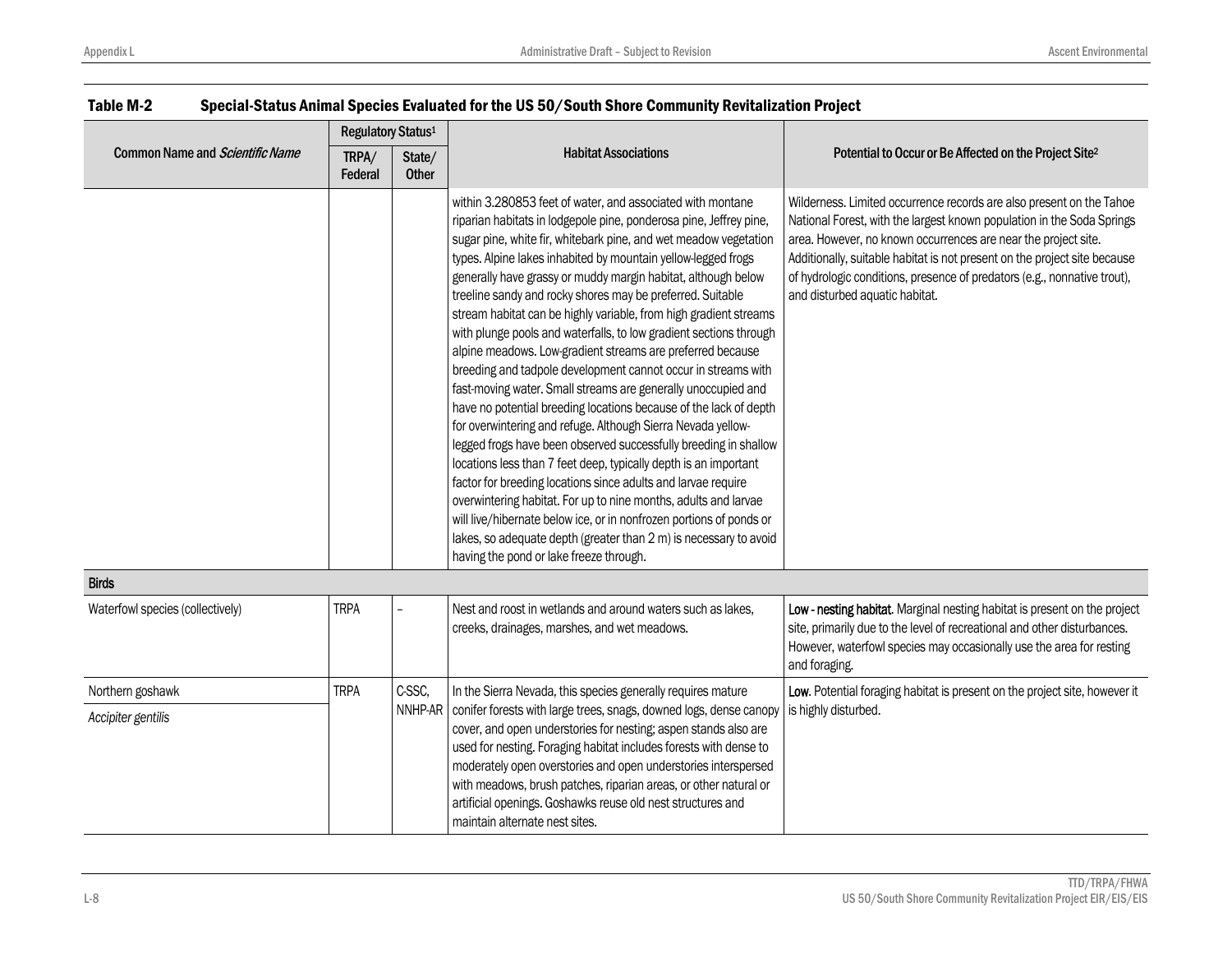**Table M-2 Special-Status Animal Species Evaluated for the US 50/South Shore Community Revitalization Project**

| Common Name and *Scientific Name* | Regulatory Status[1] | | Habitat Associations | Potential to Occur or Be Affected on the Project Site[2] |
|---|---|---|---|---|
| | TRPA/ Federal | State/ Other | | |
| | | | within 3.280853 feet of water, and associated with montane riparian habitats in lodgepole pine, ponderosa pine, Jeffrey pine, sugar pine, white fir, whitebark pine, and wet meadow vegetation types. Alpine lakes inhabited by mountain yellow-legged frogs generally have grassy or muddy margin habitat, although below treeline sandy and rocky shores may be preferred. Suitable stream habitat can be highly variable, from high gradient streams with plunge pools and waterfalls, to low gradient sections through alpine meadows. Low-gradient streams are preferred because breeding and tadpole development cannot occur in streams with fast-moving water. Small streams are generally unoccupied and have no potential breeding locations because of the lack of depth for overwintering and refuge. Although Sierra Nevada yellow-legged frogs have been observed successfully breeding in shallow locations less than 7 feet deep, typically depth is an important factor for breeding locations since adults and larvae require overwintering habitat. For up to nine months, adults and larvae will live/hibernate below ice, or in nonfrozen portions of ponds or lakes, so adequate depth (greater than 2 m) is necessary to avoid having the pond or lake freeze through. | Wilderness. Limited occurrence records are also present on the Tahoe National Forest, with the largest known population in the Soda Springs area. However, no known occurrences are near the project site. Additionally, suitable habitat is not present on the project site because of hydrologic conditions, presence of predators (e.g., nonnative trout), and disturbed aquatic habitat. |
| **Birds** | | | | |
| Waterfowl species (collectively) | TRPA | – | Nest and roost in wetlands and around waters such as lakes, creeks, drainages, marshes, and wet meadows. | **Low - nesting habitat**. Marginal nesting habitat is present on the project site, primarily due to the level of recreational and other disturbances. However, waterfowl species may occasionally use the area for resting and foraging. |
| Northern goshawk *Accipiter gentilis* | TRPA | C-SSC, NNHP-AR | In the Sierra Nevada, this species generally requires mature conifer forests with large trees, snags, downed logs, dense canopy cover, and open understories for nesting; aspen stands also are used for nesting. Foraging habitat includes forests with dense to moderately open overstories and open understories interspersed with meadows, brush patches, riparian areas, or other natural or artificial openings. Goshawks reuse old nest structures and maintain alternate nest sites. | **Low**. Potential foraging habitat is present on the project site, however it is highly disturbed. |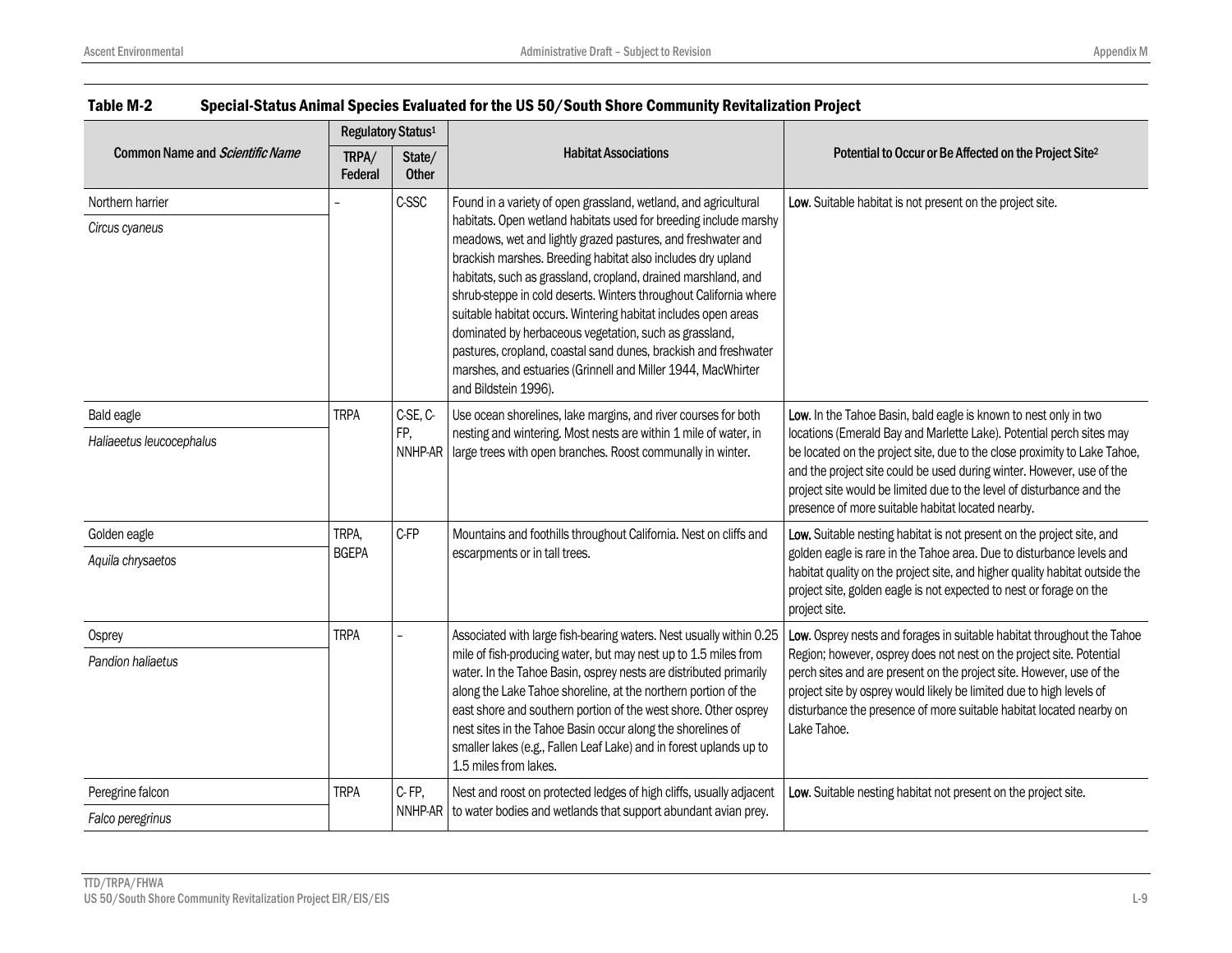**Table M-2 Special-Status Animal Species Evaluated for the US 50/South Shore Community Revitalization Project**

| Common Name and *Scientific Name* | Regulatory Status[1] | | Habitat Associations | Potential to Occur or Be Affected on the Project Site[2] |
|---|---|---|---|---|
| | TRPA/ Federal | State/ Other | | |
| Northern harrier *Circus cyaneus* | – | C-SSC | Found in a variety of open grassland, wetland, and agricultural habitats. Open wetland habitats used for breeding include marshy meadows, wet and lightly grazed pastures, and freshwater and brackish marshes. Breeding habitat also includes dry upland habitats, such as grassland, cropland, drained marshland, and shrub-steppe in cold deserts. Winters throughout California where suitable habitat occurs. Wintering habitat includes open areas dominated by herbaceous vegetation, such as grassland, pastures, cropland, coastal sand dunes, brackish and freshwater marshes, and estuaries (Grinnell and Miller 1944, MacWhirter and Bildstein 1996). | **Low.** Suitable habitat is not present on the project site. |
| Bald eagle *Haliaeetus leucocephalus* | TRPA | C-SE, C-FP, NNHP-AR | Use ocean shorelines, lake margins, and river courses for both nesting and wintering. Most nests are within 1 mile of water, in large trees with open branches. Roost communally in winter. | **Low.** In the Tahoe Basin, bald eagle is known to nest only in two locations (Emerald Bay and Marlette Lake). Potential perch sites may be located on the project site, due to the close proximity to Lake Tahoe, and the project site could be used during winter. However, use of the project site would be limited due to the level of disturbance and the presence of more suitable habitat located nearby. |
| Golden eagle *Aquila chrysaetos* | TRPA, BGEPA | C-FP | Mountains and foothills throughout California. Nest on cliffs and escarpments or in tall trees. | **Low.** Suitable nesting habitat is not present on the project site, and golden eagle is rare in the Tahoe area. Due to disturbance levels and habitat quality on the project site, and higher quality habitat outside the project site, golden eagle is not expected to nest or forage on the project site. |
| Osprey *Pandion haliaetus* | TRPA | – | Associated with large fish-bearing waters. Nest usually within 0.25 mile of fish-producing water, but may nest up to 1.5 miles from water. In the Tahoe Basin, osprey nests are distributed primarily along the Lake Tahoe shoreline, at the northern portion of the east shore and southern portion of the west shore. Other osprey nest sites in the Tahoe Basin occur along the shorelines of smaller lakes (e.g., Fallen Leaf Lake) and in forest uplands up to 1.5 miles from lakes. | **Low.** Osprey nests and forages in suitable habitat throughout the Tahoe Region; however, osprey does not nest on the project site. Potential perch sites and are present on the project site. However, use of the project site by osprey would likely be limited due to high levels of disturbance the presence of more suitable habitat located nearby on Lake Tahoe. |
| Peregrine falcon *Falco peregrinus* | TRPA | C- FP, NNHP-AR | Nest and roost on protected ledges of high cliffs, usually adjacent to water bodies and wetlands that support abundant avian prey. | **Low.** Suitable nesting habitat not present on the project site. |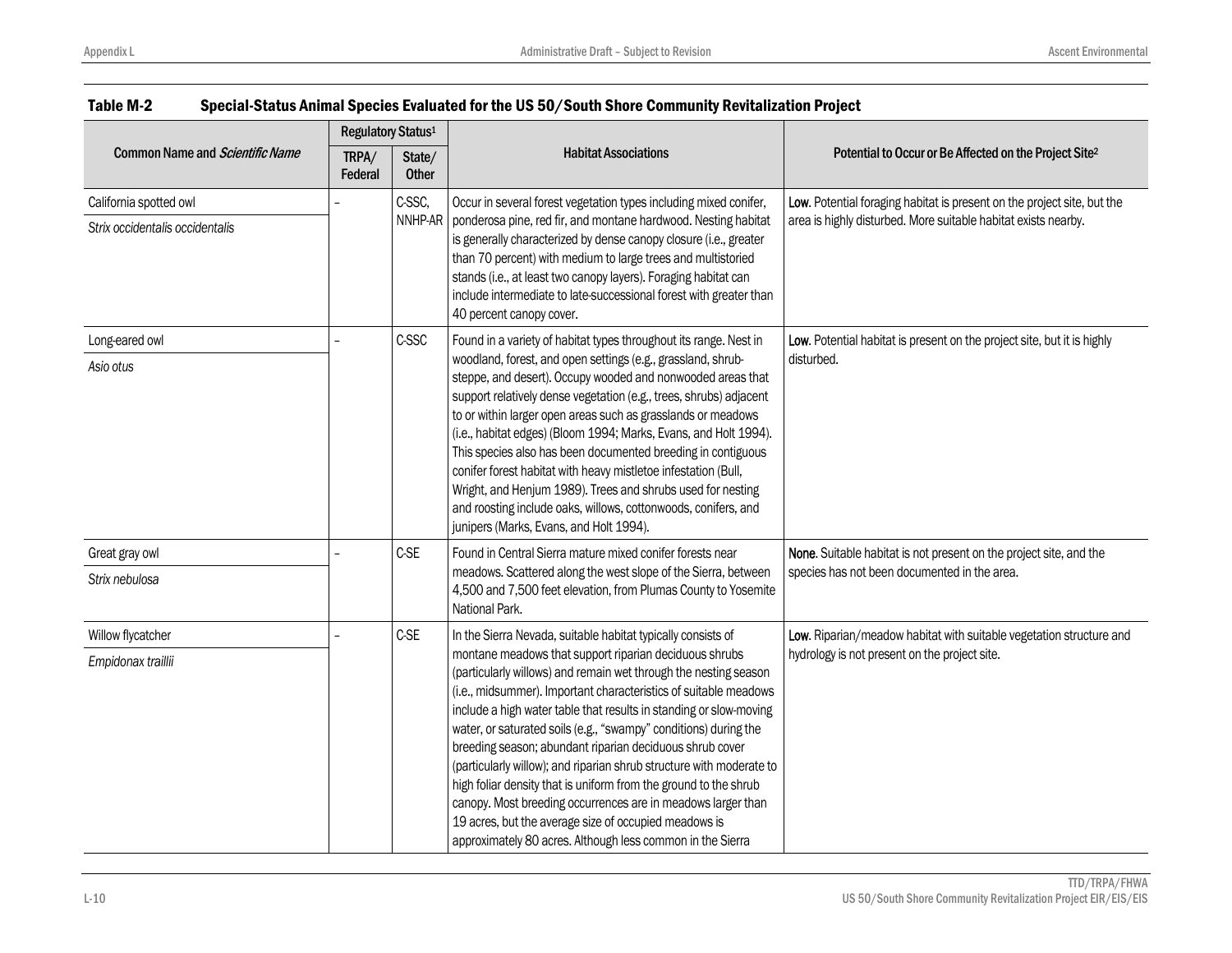**Table M-2 Special-Status Animal Species Evaluated for the US 50/South Shore Community Revitalization Project**

| Common Name and *Scientific Name* | Regulatory Status[1] | | Habitat Associations | Potential to Occur or Be Affected on the Project Site[2] |
|---|---|---|---|---|
| | TRPA/ Federal | State/ Other | | |
| California spotted owl *Strix occidentalis occidentalis* | – | C-SSC, NNHP-AR | Occur in several forest vegetation types including mixed conifer, ponderosa pine, red fir, and montane hardwood. Nesting habitat is generally characterized by dense canopy closure (i.e., greater than 70 percent) with medium to large trees and multistoried stands (i.e., at least two canopy layers). Foraging habitat can include intermediate to late-successional forest with greater than 40 percent canopy cover. | **Low**. Potential foraging habitat is present on the project site, but the area is highly disturbed. More suitable habitat exists nearby. |
| Long-eared owl *Asio otus* | – | C-SSC | Found in a variety of habitat types throughout its range. Nest in woodland, forest, and open settings (e.g., grassland, shrub-steppe, and desert). Occupy wooded and nonwooded areas that support relatively dense vegetation (e.g., trees, shrubs) adjacent to or within larger open areas such as grasslands or meadows (i.e., habitat edges) (Bloom 1994; Marks, Evans, and Holt 1994). This species also has been documented breeding in contiguous conifer forest habitat with heavy mistletoe infestation (Bull, Wright, and Henjum 1989). Trees and shrubs used for nesting and roosting include oaks, willows, cottonwoods, conifers, and junipers (Marks, Evans, and Holt 1994). | **Low**. Potential habitat is present on the project site, but it is highly disturbed. |
| Great gray owl *Strix nebulosa* | – | C-SE | Found in Central Sierra mature mixed conifer forests near meadows. Scattered along the west slope of the Sierra, between 4,500 and 7,500 feet elevation, from Plumas County to Yosemite National Park. | **None**. Suitable habitat is not present on the project site, and the species has not been documented in the area. |
| Willow flycatcher *Empidonax traillii* | – | C-SE | In the Sierra Nevada, suitable habitat typically consists of montane meadows that support riparian deciduous shrubs (particularly willows) and remain wet through the nesting season (i.e., midsummer). Important characteristics of suitable meadows include a high water table that results in standing or slow-moving water, or saturated soils (e.g., "swampy" conditions) during the breeding season; abundant riparian deciduous shrub cover (particularly willow); and riparian shrub structure with moderate to high foliar density that is uniform from the ground to the shrub canopy. Most breeding occurrences are in meadows larger than 19 acres, but the average size of occupied meadows is approximately 80 acres. Although less common in the Sierra | **Low**. Riparian/meadow habitat with suitable vegetation structure and hydrology is not present on the project site. |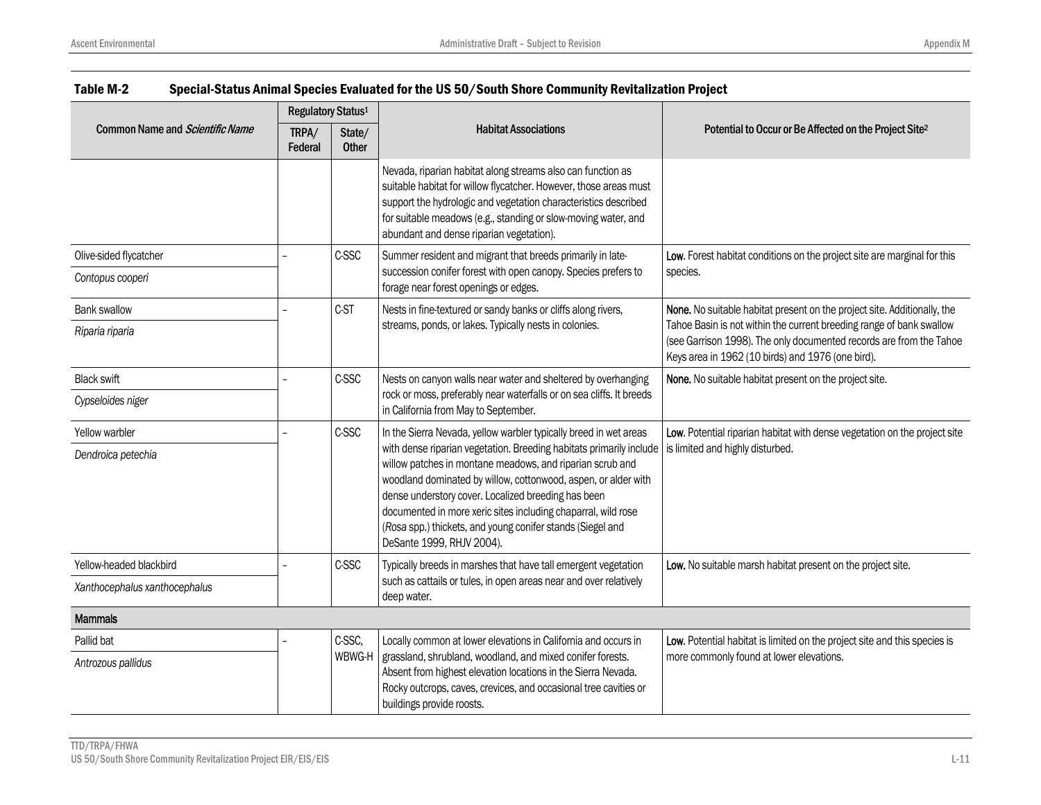## Table M-2 Special-Status Animal Species Evaluated for the US 50/South Shore Community Revitalization Project

| Common Name and *Scientific Name* | Regulatory Status[1] | | Habitat Associations | Potential to Occur or Be Affected on the Project Site[2] |
|---|---|---|---|---|
| | TRPA/ Federal | State/ Other | | |
| | | | Nevada, riparian habitat along streams also can function as suitable habitat for willow flycatcher. However, those areas must support the hydrologic and vegetation characteristics described for suitable meadows (e.g., standing or slow-moving water, and abundant and dense riparian vegetation). | |
| Olive-sided flycatcher *Contopus cooperi* | – | C-SSC | Summer resident and migrant that breeds primarily in late-succession conifer forest with open canopy. Species prefers to forage near forest openings or edges. | **Low.** Forest habitat conditions on the project site are marginal for this species. |
| Bank swallow *Riparia riparia* | – | C-ST | Nests in fine-textured or sandy banks or cliffs along rivers, streams, ponds, or lakes. Typically nests in colonies. | **None.** No suitable habitat present on the project site. Additionally, the Tahoe Basin is not within the current breeding range of bank swallow (see Garrison 1998). The only documented records are from the Tahoe Keys area in 1962 (10 birds) and 1976 (one bird). |
| Black swift *Cypseloides niger* | – | C-SSC | Nests on canyon walls near water and sheltered by overhanging rock or moss, preferably near waterfalls or on sea cliffs. It breeds in California from May to September. | **None.** No suitable habitat present on the project site. |
| Yellow warbler *Dendroica petechia* | – | C-SSC | In the Sierra Nevada, yellow warbler typically breed in wet areas with dense riparian vegetation. Breeding habitats primarily include willow patches in montane meadows, and riparian scrub and woodland dominated by willow, cottonwood, aspen, or alder with dense understory cover. Localized breeding has been documented in more xeric sites including chaparral, wild rose (*Rosa* spp.) thickets, and young conifer stands (Siegel and DeSante 1999, RHJV 2004). | **Low.** Potential riparian habitat with dense vegetation on the project site is limited and highly disturbed. |
| Yellow-headed blackbird *Xanthocephalus xanthocephalus* | – | C-SSC | Typically breeds in marshes that have tall emergent vegetation such as cattails or tules, in open areas near and over relatively deep water. | **Low.** No suitable marsh habitat present on the project site. |
| **Mammals** | | | | |
| Pallid bat *Antrozous pallidus* | – | C-SSC, WBWG-H | Locally common at lower elevations in California and occurs in grassland, shrubland, woodland, and mixed conifer forests. Absent from highest elevation locations in the Sierra Nevada. Rocky outcrops, caves, crevices, and occasional tree cavities or buildings provide roosts. | **Low.** Potential habitat is limited on the project site and this species is more commonly found at lower elevations. |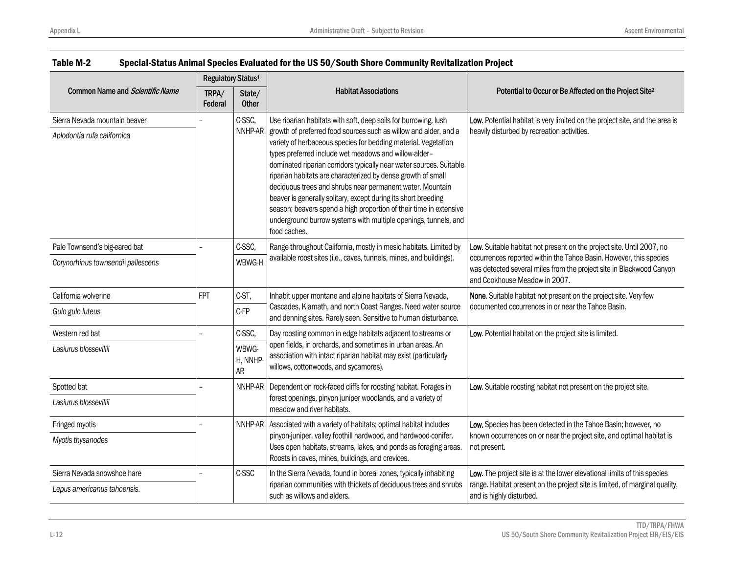**Table M-2 Special-Status Animal Species Evaluated for the US 50/South Shore Community Revitalization Project**

| Common Name and *Scientific Name* | Regulatory Status[1] | | Habitat Associations | Potential to Occur or Be Affected on the Project Site[2] |
|---|---|---|---|---|
| | TRPA/ Federal | State/ Other | | |
| Sierra Nevada mountain beaver *Aplodontia rufa californica* | – | C-SSC, NNHP-AR | Use riparian habitats with soft, deep soils for burrowing, lush growth of preferred food sources such as willow and alder, and a variety of herbaceous species for bedding material. Vegetation types preferred include wet meadows and willow-alder–dominated riparian corridors typically near water sources. Suitable riparian habitats are characterized by dense growth of small deciduous trees and shrubs near permanent water. Mountain beaver is generally solitary, except during its short breeding season; beavers spend a high proportion of their time in extensive underground burrow systems with multiple openings, tunnels, and food caches. | **Low**. Potential habitat is very limited on the project site, and the area is heavily disturbed by recreation activities. |
| Pale Townsend's big-eared bat *Corynorhinus townsendii pallescens* | – | C-SSC, WBWG-H | Range throughout California, mostly in mesic habitats. Limited by available roost sites (i.e., caves, tunnels, mines, and buildings). | **Low**. Suitable habitat not present on the project site. Until 2007, no occurrences reported within the Tahoe Basin. However, this species was detected several miles from the project site in Blackwood Canyon and Cookhouse Meadow in 2007. |
| California wolverine *Gulo gulo luteus* | FPT | C-ST, C-FP | Inhabit upper montane and alpine habitats of Sierra Nevada, Cascades, Klamath, and north Coast Ranges. Need water source and denning sites. Rarely seen. Sensitive to human disturbance. | **None**. Suitable habitat not present on the project site. Very few documented occurrences in or near the Tahoe Basin. |
| Western red bat *Lasiurus blossevillii* | – | C-SSC, WBWG-H, NNHP-AR | Day roosting common in edge habitats adjacent to streams or open fields, in orchards, and sometimes in urban areas. An association with intact riparian habitat may exist (particularly willows, cottonwoods, and sycamores). | **Low**. Potential habitat on the project site is limited. |
| Spotted bat *Lasiurus blossevillii* | – | NNHP-AR | Dependent on rock-faced cliffs for roosting habitat. Forages in forest openings, pinyon juniper woodlands, and a variety of meadow and river habitats. | **Low**. Suitable roosting habitat not present on the project site. |
| Fringed myotis *Myotis thysanodes* | – | NNHP-AR | Associated with a variety of habitats; optimal habitat includes pinyon-juniper, valley foothill hardwood, and hardwood-conifer. Uses open habitats, streams, lakes, and ponds as foraging areas. Roosts in caves, mines, buildings, and crevices. | **Low.** Species has been detected in the Tahoe Basin; however, no known occurrences on or near the project site, and optimal habitat is not present. |
| Sierra Nevada snowshoe hare *Lepus americanus tahoensis.* | – | C-SSC | In the Sierra Nevada, found in boreal zones, typically inhabiting riparian communities with thickets of deciduous trees and shrubs such as willows and alders. | **Low**. The project site is at the lower elevational limits of this species range. Habitat present on the project site is limited, of marginal quality, and is highly disturbed. |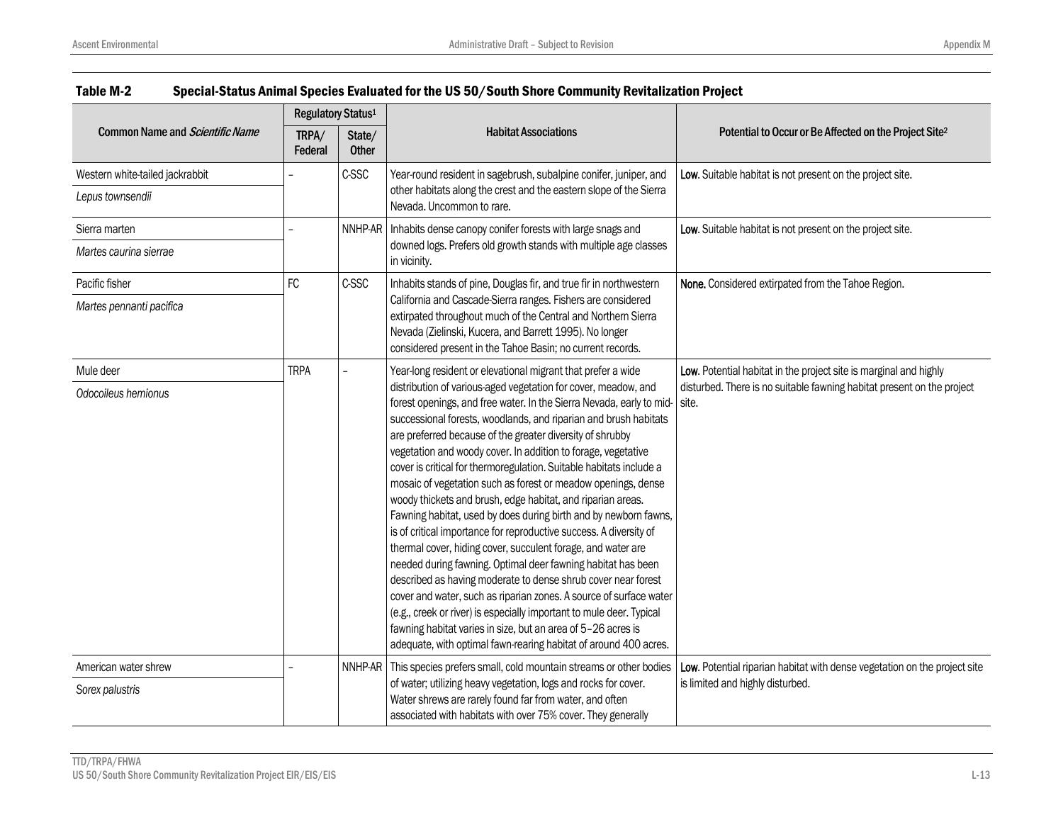**Table M-2 Special-Status Animal Species Evaluated for the US 50/South Shore Community Revitalization Project**

| Common Name and *Scientific Name* | Regulatory Status[1] | | Habitat Associations | Potential to Occur or Be Affected on the Project Site[2] |
|---|---|---|---|---|
| | TRPA/ Federal | State/ Other | | |
| Western white-tailed jackrabbit *Lepus townsendii* | – | C-SSC | Year-round resident in sagebrush, subalpine conifer, juniper, and other habitats along the crest and the eastern slope of the Sierra Nevada. Uncommon to rare. | **Low**. Suitable habitat is not present on the project site. |
| Sierra marten *Martes caurina sierrae* | – | NNHP-AR | Inhabits dense canopy conifer forests with large snags and downed logs. Prefers old growth stands with multiple age classes in vicinity. | **Low**. Suitable habitat is not present on the project site. |
| Pacific fisher *Martes pennanti pacifica* | FC | C-SSC | Inhabits stands of pine, Douglas fir, and true fir in northwestern California and Cascade-Sierra ranges. Fishers are considered extirpated throughout much of the Central and Northern Sierra Nevada (Zielinski, Kucera, and Barrett 1995). No longer considered present in the Tahoe Basin; no current records. | **None.** Considered extirpated from the Tahoe Region. |
| Mule deer *Odocoileus hemionus* | TRPA | – | Year-long resident or elevational migrant that prefer a wide distribution of various-aged vegetation for cover, meadow, and forest openings, and free water. In the Sierra Nevada, early to mid-successional forests, woodlands, and riparian and brush habitats are preferred because of the greater diversity of shrubby vegetation and woody cover. In addition to forage, vegetative cover is critical for thermoregulation. Suitable habitats include a mosaic of vegetation such as forest or meadow openings, dense woody thickets and brush, edge habitat, and riparian areas. Fawning habitat, used by does during birth and by newborn fawns, is of critical importance for reproductive success. A diversity of thermal cover, hiding cover, succulent forage, and water are needed during fawning. Optimal deer fawning habitat has been described as having moderate to dense shrub cover near forest cover and water, such as riparian zones. A source of surface water (e.g., creek or river) is especially important to mule deer. Typical fawning habitat varies in size, but an area of 5–26 acres is adequate, with optimal fawn-rearing habitat of around 400 acres. | **Low**. Potential habitat in the project site is marginal and highly disturbed. There is no suitable fawning habitat present on the project site. |
| American water shrew *Sorex palustris* | – | NNHP-AR | This species prefers small, cold mountain streams or other bodies of water; utilizing heavy vegetation, logs and rocks for cover. Water shrews are rarely found far from water, and often associated with habitats with over 75% cover. They generally | **Low**. Potential riparian habitat with dense vegetation on the project site is limited and highly disturbed. |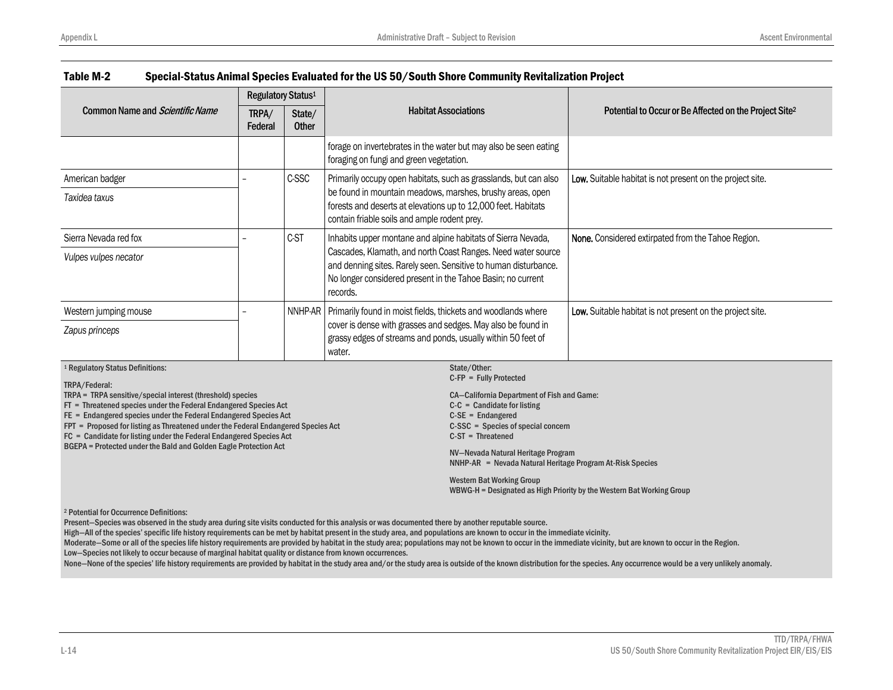**Table M-2 Special-Status Animal Species Evaluated for the US 50/South Shore Community Revitalization Project**

| Common Name and *Scientific Name* | Regulatory Status[1] | | Habitat Associations | Potential to Occur or Be Affected on the Project Site[2] |
|---|---|---|---|---|
| | TRPA/ Federal | State/ Other | | |
| | | | forage on invertebrates in the water but may also be seen eating foraging on fungi and green vegetation. | |
| American badger *Taxidea taxus* | – | C-SSC | Primarily occupy open habitats, such as grasslands, but can also be found in mountain meadows, marshes, brushy areas, open forests and deserts at elevations up to 12,000 feet. Habitats contain friable soils and ample rodent prey. | **Low.** Suitable habitat is not present on the project site. |
| Sierra Nevada red fox *Vulpes vulpes necator* | – | C-ST | Inhabits upper montane and alpine habitats of Sierra Nevada, Cascades, Klamath, and north Coast Ranges. Need water source and denning sites. Rarely seen. Sensitive to human disturbance. No longer considered present in the Tahoe Basin; no current records. | **None.** Considered extirpated from the Tahoe Region. |
| Western jumping mouse *Zapus princeps* | – | NNHP-AR | Primarily found in moist fields, thickets and woodlands where cover is dense with grasses and sedges. May also be found in grassy edges of streams and ponds, usually within 50 feet of water. | **Low.** Suitable habitat is not present on the project site. |

[1] Regulatory Status Definitions:

TRPA/Federal:
TRPA = TRPA sensitive/special interest (threshold) species
FT = Threatened species under the Federal Endangered Species Act
FE = Endangered species under the Federal Endangered Species Act
FPT = Proposed for listing as Threatened under the Federal Endangered Species Act
FC = Candidate for listing under the Federal Endangered Species Act
BGEPA = Protected under the Bald and Golden Eagle Protection Act

State/Other:
C-FP = Fully Protected

CA—California Department of Fish and Game:
C-C = Candidate for listing
C-SE = Endangered
C-SSC = Species of special concern
C-ST = Threatened

NV—Nevada Natural Heritage Program
NNHP-AR = Nevada Natural Heritage Program At-Risk Species

Western Bat Working Group
WBWG-H = Designated as High Priority by the Western Bat Working Group

[2] Potential for Occurrence Definitions:
Present—Species was observed in the study area during site visits conducted for this analysis or was documented there by another reputable source.
High—All of the species' specific life history requirements can be met by habitat present in the study area, and populations are known to occur in the immediate vicinity.
Moderate—Some or all of the species life history requirements are provided by habitat in the study area; populations may not be known to occur in the immediate vicinity, but are known to occur in the Region.
Low—Species not likely to occur because of marginal habitat quality or distance from known occurrences.
None—None of the species' life history requirements are provided by habitat in the study area and/or the study area is outside of the known distribution for the species. Any occurrence would be a very unlikely anomaly.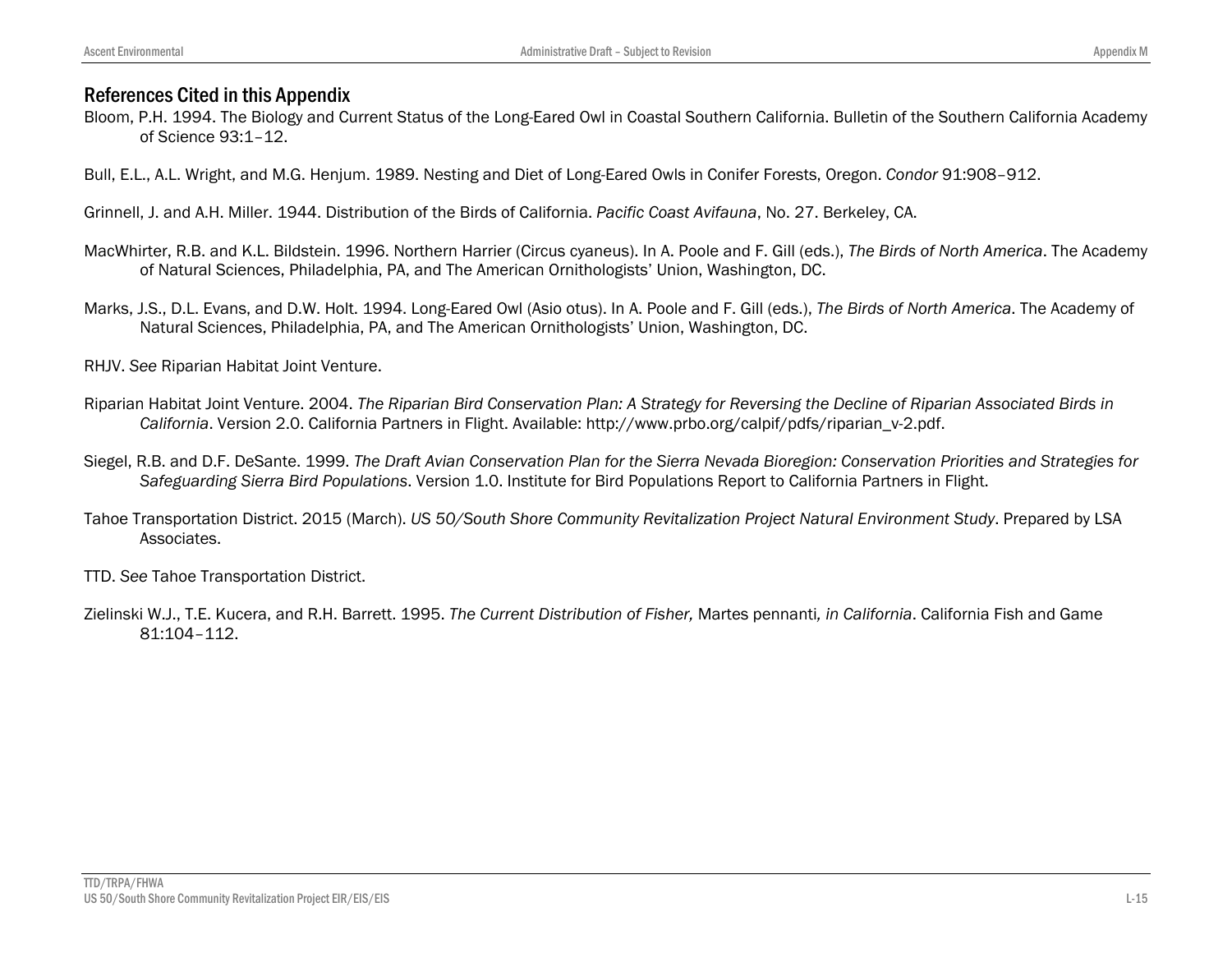## References Cited in this Appendix

Bloom, P.H. 1994. The Biology and Current Status of the Long-Eared Owl in Coastal Southern California. Bulletin of the Southern California Academy of Science 93:1–12.

Bull, E.L., A.L. Wright, and M.G. Henjum. 1989. Nesting and Diet of Long-Eared Owls in Conifer Forests, Oregon. *Condor* 91:908–912.

Grinnell, J. and A.H. Miller. 1944. Distribution of the Birds of California. *Pacific Coast Avifauna*, No. 27. Berkeley, CA.

MacWhirter, R.B. and K.L. Bildstein. 1996. Northern Harrier (Circus cyaneus). In A. Poole and F. Gill (eds.), *The Birds of North America*. The Academy of Natural Sciences, Philadelphia, PA, and The American Ornithologists' Union, Washington, DC.

Marks, J.S., D.L. Evans, and D.W. Holt. 1994. Long-Eared Owl (Asio otus). In A. Poole and F. Gill (eds.), *The Birds of North America*. The Academy of Natural Sciences, Philadelphia, PA, and The American Ornithologists' Union, Washington, DC.

RHJV. *See* Riparian Habitat Joint Venture.

Riparian Habitat Joint Venture. 2004. *The Riparian Bird Conservation Plan: A Strategy for Reversing the Decline of Riparian Associated Birds in California*. Version 2.0. California Partners in Flight. Available: http://www.prbo.org/calpif/pdfs/riparian_v-2.pdf.

Siegel, R.B. and D.F. DeSante. 1999. *The Draft Avian Conservation Plan for the Sierra Nevada Bioregion: Conservation Priorities and Strategies for Safeguarding Sierra Bird Populations*. Version 1.0. Institute for Bird Populations Report to California Partners in Flight.

Tahoe Transportation District. 2015 (March). *US 50/South Shore Community Revitalization Project Natural Environment Study*. Prepared by LSA Associates.

TTD. *See* Tahoe Transportation District.

Zielinski W.J., T.E. Kucera, and R.H. Barrett. 1995. *The Current Distribution of Fisher,* Martes pennanti*, in California*. California Fish and Game 81:104–112.